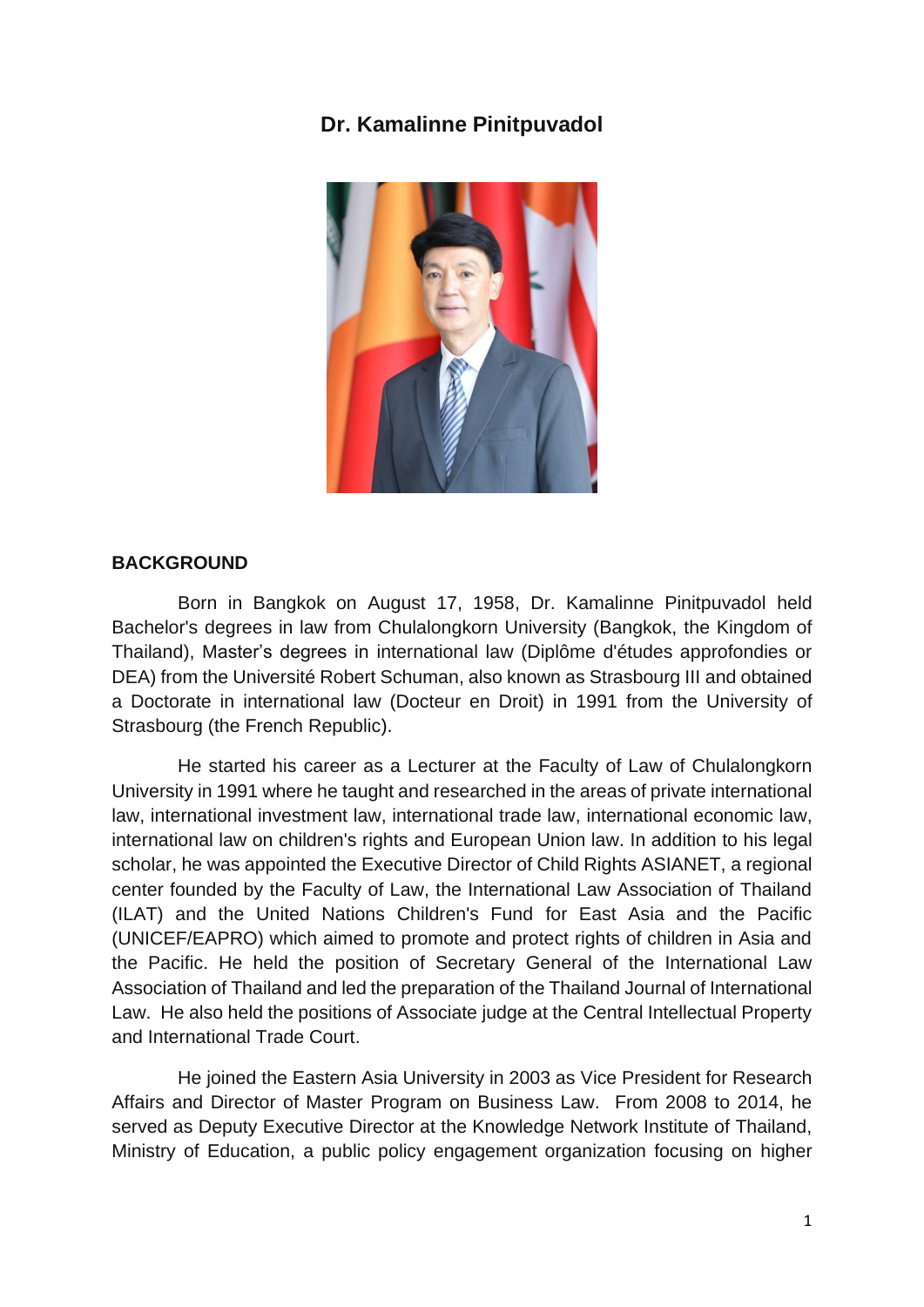# Dr. Kamalinne Pinitpuvadol

## BACKGROUND

Born in Bangkok on August 17, 1958, Dr. Kamalinne Pinitpuvadol held Bachelor's degrees in law from Chulalongkorn University (Bangkok, the Kingdom of Thailand), Master's degrees in international law (Diplôme d'études approfondies or DEA) from the Université Robert Schuman, also known as Strasbourg III and obtained a Doctorate in international law (Docteur en Droit) in 1991 from the University of Strasbourg (the French Republic).

He started his career as a Lecturer at the Faculty of Law of Chulalongkorn University in 1991 where he taught and researched in the areas of private international law, international investment law, international trade law, international economic law, international law on children's rights and European Union law. In addition to his legal scholar, he was appointed the Executive Director of Child Rights ASIANET, a regional center founded by the Faculty of Law, the International Law Association of Thailand (ILAT) and the United Nations Children's Fund for East Asia and the Pacific (UNICEF/EAPRO) which aimed to promote and protect rights of children in Asia and the Pacific. He held the position of Secretary General of the International Law Association of Thailand and led the preparation of the Thailand Journal of International Law. He also held the positions of Associate judge at the Central Intellectual Property and International Trade Court.

He joined the Eastern Asia University in 2003 as Vice President for Research Affairs and Director of Master Program on Business Law. From 2008 to 2014, he served as Deputy Executive Director at the Knowledge Network Institute of Thailand, Ministry of Education, a public policy engagement organization focusing on higher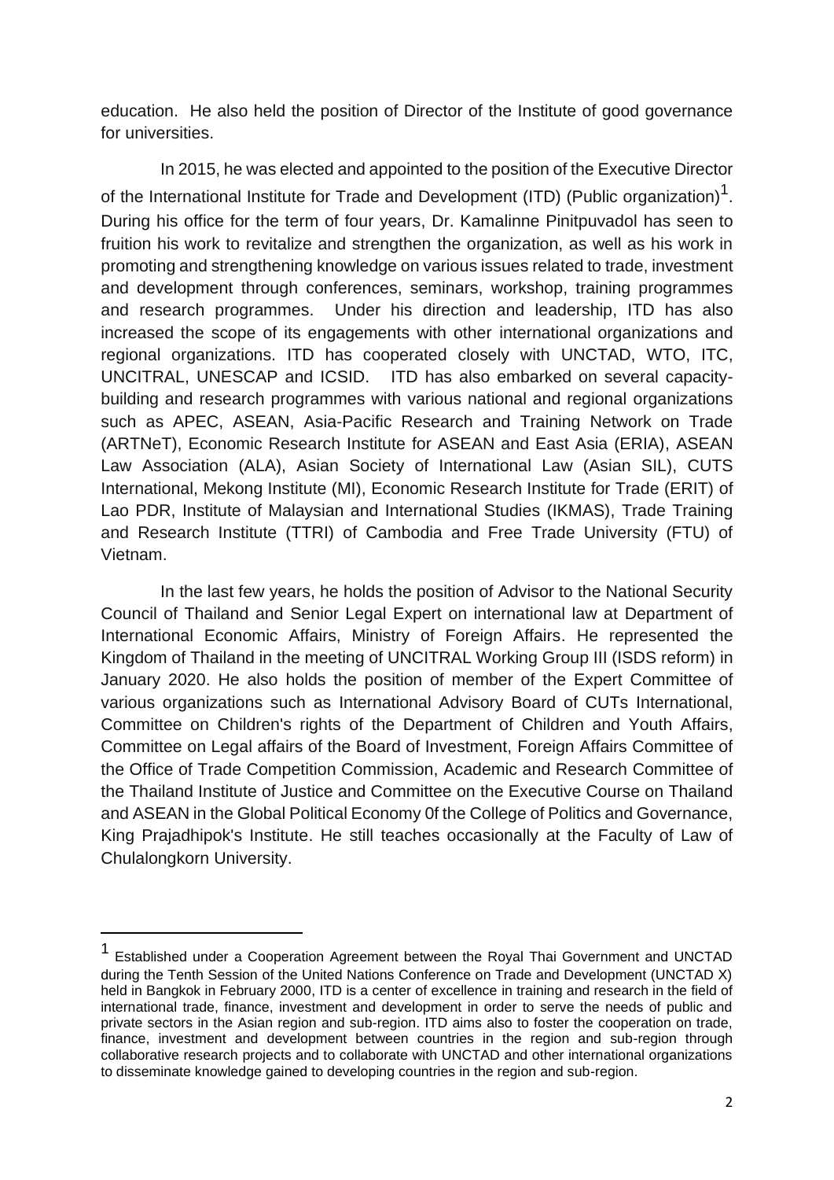education. He also held the position of Director of the Institute of good governance for universities.

In 2015, he was elected and appointed to the position of the Executive Director of the International Institute for Trade and Development (ITD) (Public organization)[1]. During his office for the term of four years, Dr. Kamalinne Pinitpuvadol has seen to fruition his work to revitalize and strengthen the organization, as well as his work in promoting and strengthening knowledge on various issues related to trade, investment and development through conferences, seminars, workshop, training programmes and research programmes. Under his direction and leadership, ITD has also increased the scope of its engagements with other international organizations and regional organizations. ITD has cooperated closely with UNCTAD, WTO, ITC, UNCITRAL, UNESCAP and ICSID. ITD has also embarked on several capacity-building and research programmes with various national and regional organizations such as APEC, ASEAN, Asia-Pacific Research and Training Network on Trade (ARTNeT), Economic Research Institute for ASEAN and East Asia (ERIA), ASEAN Law Association (ALA), Asian Society of International Law (Asian SIL), CUTS International, Mekong Institute (MI), Economic Research Institute for Trade (ERIT) of Lao PDR, Institute of Malaysian and International Studies (IKMAS), Trade Training and Research Institute (TTRI) of Cambodia and Free Trade University (FTU) of Vietnam.

In the last few years, he holds the position of Advisor to the National Security Council of Thailand and Senior Legal Expert on international law at Department of International Economic Affairs, Ministry of Foreign Affairs. He represented the Kingdom of Thailand in the meeting of UNCITRAL Working Group III (ISDS reform) in January 2020. He also holds the position of member of the Expert Committee of various organizations such as International Advisory Board of CUTs International, Committee on Children's rights of the Department of Children and Youth Affairs, Committee on Legal affairs of the Board of Investment, Foreign Affairs Committee of the Office of Trade Competition Commission, Academic and Research Committee of the Thailand Institute of Justice and Committee on the Executive Course on Thailand and ASEAN in the Global Political Economy 0f the College of Politics and Governance, King Prajadhipok's Institute. He still teaches occasionally at the Faculty of Law of Chulalongkorn University.

---

[1] Established under a Cooperation Agreement between the Royal Thai Government and UNCTAD during the Tenth Session of the United Nations Conference on Trade and Development (UNCTAD X) held in Bangkok in February 2000, ITD is a center of excellence in training and research in the field of international trade, finance, investment and development in order to serve the needs of public and private sectors in the Asian region and sub-region. ITD aims also to foster the cooperation on trade, finance, investment and development between countries in the region and sub-region through collaborative research projects and to collaborate with UNCTAD and other international organizations to disseminate knowledge gained to developing countries in the region and sub-region.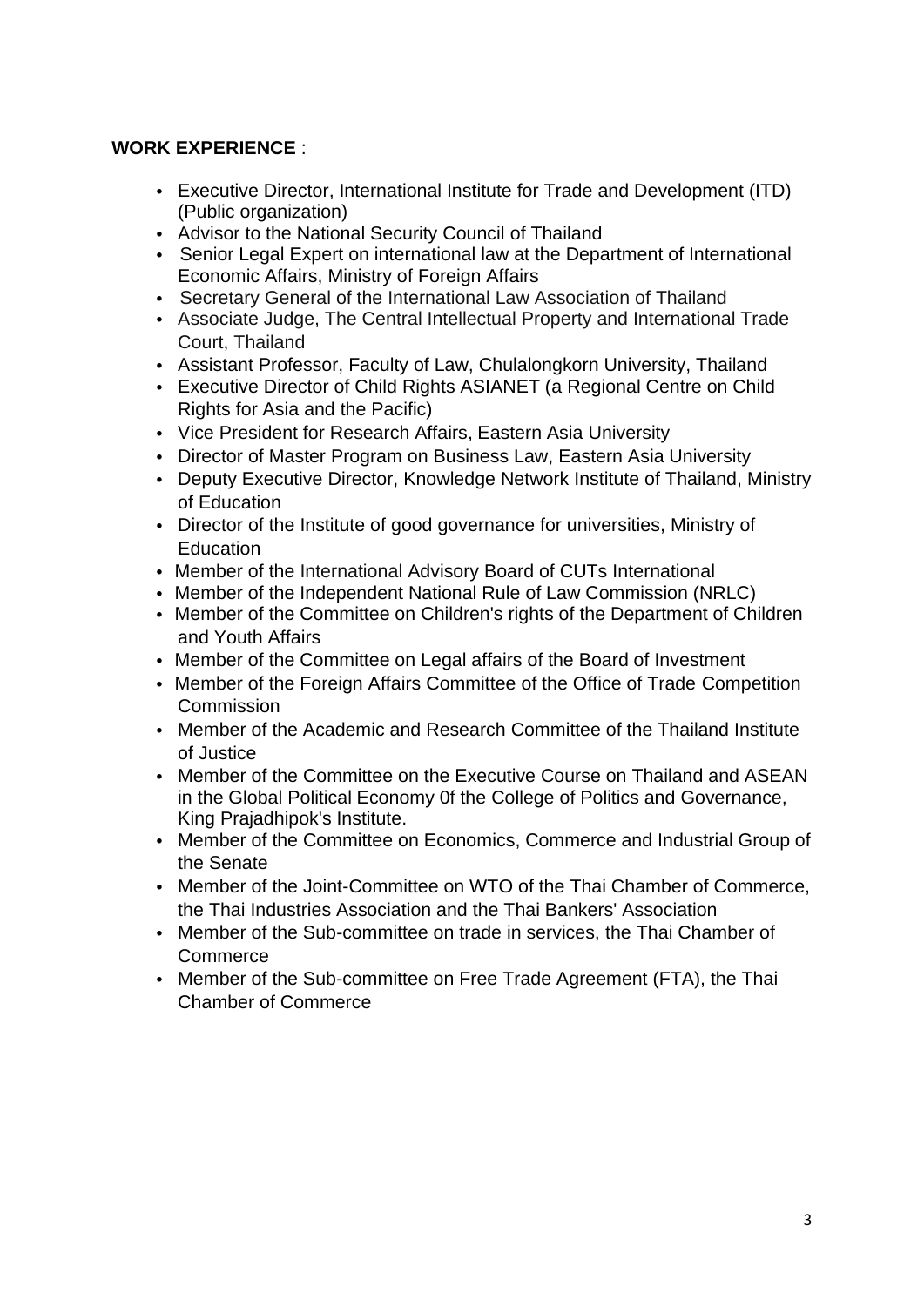**WORK EXPERIENCE** :

- Executive Director, International Institute for Trade and Development (ITD) (Public organization)
- Advisor to the National Security Council of Thailand
- Senior Legal Expert on international law at the Department of International Economic Affairs, Ministry of Foreign Affairs
- Secretary General of the International Law Association of Thailand
- Associate Judge, The Central Intellectual Property and International Trade Court, Thailand
- Assistant Professor, Faculty of Law, Chulalongkorn University, Thailand
- Executive Director of Child Rights ASIANET (a Regional Centre on Child Rights for Asia and the Pacific)
- Vice President for Research Affairs, Eastern Asia University
- Director of Master Program on Business Law, Eastern Asia University
- Deputy Executive Director, Knowledge Network Institute of Thailand, Ministry of Education
- Director of the Institute of good governance for universities, Ministry of Education
- Member of the International Advisory Board of CUTs International
- Member of the Independent National Rule of Law Commission (NRLC)
- Member of the Committee on Children's rights of the Department of Children and Youth Affairs
- Member of the Committee on Legal affairs of the Board of Investment
- Member of the Foreign Affairs Committee of the Office of Trade Competition Commission
- Member of the Academic and Research Committee of the Thailand Institute of Justice
- Member of the Committee on the Executive Course on Thailand and ASEAN in the Global Political Economy 0f the College of Politics and Governance, King Prajadhipok's Institute.
- Member of the Committee on Economics, Commerce and Industrial Group of the Senate
- Member of the Joint-Committee on WTO of the Thai Chamber of Commerce, the Thai Industries Association and the Thai Bankers' Association
- Member of the Sub-committee on trade in services, the Thai Chamber of Commerce
- Member of the Sub-committee on Free Trade Agreement (FTA), the Thai Chamber of Commerce